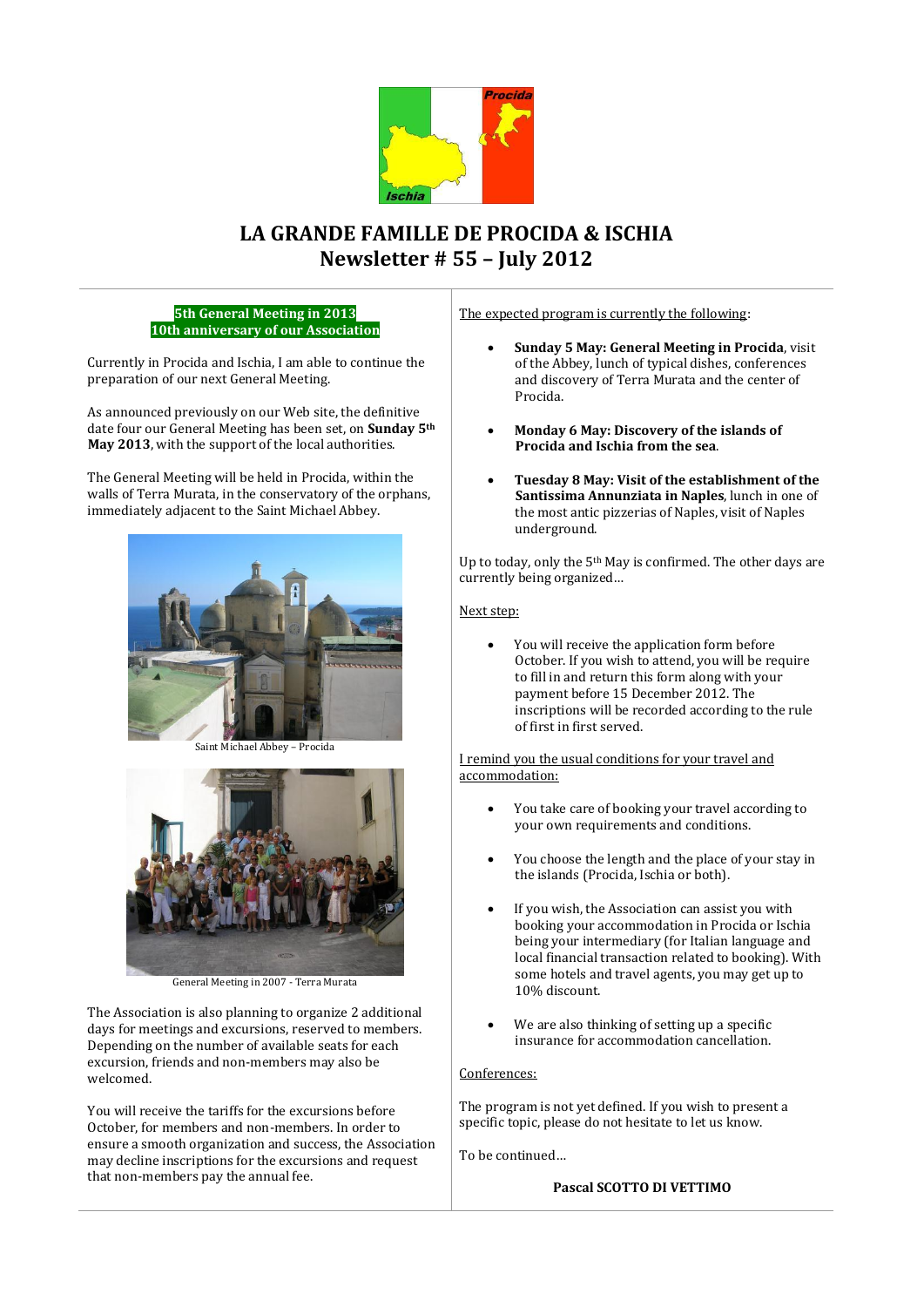# LA GRANDE FAMILLE DE PROCIDA & ISCHIA
## Newsletter # 55 – July 2012

**5th General Meeting in 2013**
**10th anniversary of our Association**

Currently in Procida and Ischia, I am able to continue the preparation of our next General Meeting.

As announced previously on our Web site, the definitive date four our General Meeting has been set, on **Sunday 5th May 2013**, with the support of the local authorities.

The General Meeting will be held in Procida, within the walls of Terra Murata, in the conservatory of the orphans, immediately adjacent to the Saint Michael Abbey.

Saint Michael Abbey – Procida

General Meeting in 2007 - Terra Murata

The Association is also planning to organize 2 additional days for meetings and excursions, reserved to members. Depending on the number of available seats for each excursion, friends and non-members may also be welcomed.

You will receive the tariffs for the excursions before October, for members and non-members. In order to ensure a smooth organization and success, the Association may decline inscriptions for the excursions and request that non-members pay the annual fee.

The expected program is currently the following:

- **Sunday 5 May: General Meeting in Procida**, visit of the Abbey, lunch of typical dishes, conferences and discovery of Terra Murata and the center of Procida.
- **Monday 6 May: Discovery of the islands of Procida and Ischia from the sea**.
- **Tuesday 8 May: Visit of the establishment of the Santissima Annunziata in Naples**, lunch in one of the most antic pizzerias of Naples, visit of Naples underground.

Up to today, only the 5th May is confirmed. The other days are currently being organized…

Next step:

- You will receive the application form before October. If you wish to attend, you will be require to fill in and return this form along with your payment before 15 December 2012. The inscriptions will be recorded according to the rule of first in first served.

I remind you the usual conditions for your travel and accommodation:

- You take care of booking your travel according to your own requirements and conditions.
- You choose the length and the place of your stay in the islands (Procida, Ischia or both).
- If you wish, the Association can assist you with booking your accommodation in Procida or Ischia being your intermediary (for Italian language and local financial transaction related to booking). With some hotels and travel agents, you may get up to 10% discount.
- We are also thinking of setting up a specific insurance for accommodation cancellation.

Conferences:

The program is not yet defined. If you wish to present a specific topic, please do not hesitate to let us know.

To be continued…

**Pascal SCOTTO DI VETTIMO**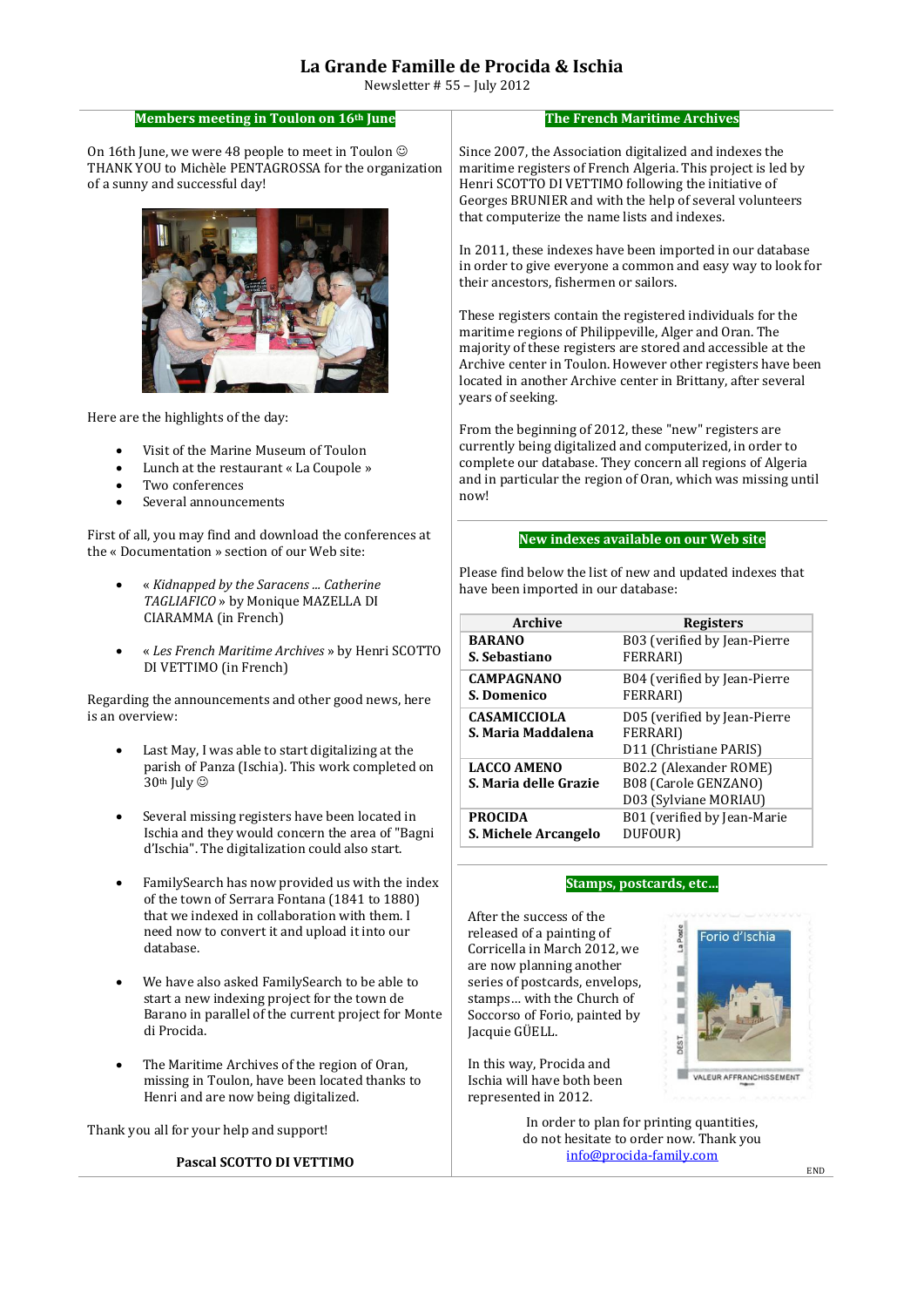# La Grande Famille de Procida & Ischia

Newsletter # 55 – July 2012

## Members meeting in Toulon on 16th June

On 16th June, we were 48 people to meet in Toulon ☺ THANK YOU to Michèle PENTAGROSSA for the organization of a sunny and successful day!

Here are the highlights of the day:

- Visit of the Marine Museum of Toulon
- Lunch at the restaurant « La Coupole »
- Two conferences
- Several announcements

First of all, you may find and download the conferences at the « Documentation » section of our Web site:

- « *Kidnapped by the Saracens ... Catherine TAGLIAFICO* » by Monique MAZELLA DI CIARAMMA (in French)
- « *Les French Maritime Archives* » by Henri SCOTTO DI VETTIMO (in French)

Regarding the announcements and other good news, here is an overview:

- Last May, I was able to start digitalizing at the parish of Panza (Ischia). This work completed on 30th July ☺
- Several missing registers have been located in Ischia and they would concern the area of "Bagni d'Ischia". The digitalization could also start.
- FamilySearch has now provided us with the index of the town of Serrara Fontana (1841 to 1880) that we indexed in collaboration with them. I need now to convert it and upload it into our database.
- We have also asked FamilySearch to be able to start a new indexing project for the town de Barano in parallel of the current project for Monte di Procida.
- The Maritime Archives of the region of Oran, missing in Toulon, have been located thanks to Henri and are now being digitalized.

Thank you all for your help and support!

**Pascal SCOTTO DI VETTIMO**

## The French Maritime Archives

Since 2007, the Association digitalized and indexes the maritime registers of French Algeria. This project is led by Henri SCOTTO DI VETTIMO following the initiative of Georges BRUNIER and with the help of several volunteers that computerize the name lists and indexes.

In 2011, these indexes have been imported in our database in order to give everyone a common and easy way to look for their ancestors, fishermen or sailors.

These registers contain the registered individuals for the maritime regions of Philippeville, Alger and Oran. The majority of these registers are stored and accessible at the Archive center in Toulon. However other registers have been located in another Archive center in Brittany, after several years of seeking.

From the beginning of 2012, these "new" registers are currently being digitalized and computerized, in order to complete our database. They concern all regions of Algeria and in particular the region of Oran, which was missing until now!

## New indexes available on our Web site

Please find below the list of new and updated indexes that have been imported in our database:

| Archive | Registers |
|---|---|
| **BARANO** **S. Sebastiano** | B03 (verified by Jean-Pierre FERRARI) |
| **CAMPAGNANO** **S. Domenico** | B04 (verified by Jean-Pierre FERRARI) |
| **CASAMICCIOLA** **S. Maria Maddalena** | D05 (verified by Jean-Pierre FERRARI) D11 (Christiane PARIS) |
| **LACCO AMENO** **S. Maria delle Grazie** | B02.2 (Alexander ROME) B08 (Carole GENZANO) D03 (Sylviane MORIAU) |
| **PROCIDA** **S. Michele Arcangelo** | B01 (verified by Jean-Marie DUFOUR) |

## Stamps, postcards, etc...

After the success of the released of a painting of Corricella in March 2012, we are now planning another series of postcards, envelops, stamps... with the Church of Soccorso of Forio, painted by Jacquie GÜELL.

In this way, Procida and Ischia will have both been represented in 2012.

In order to plan for printing quantities, do not hesitate to order now. Thank you info@procida-family.com

END